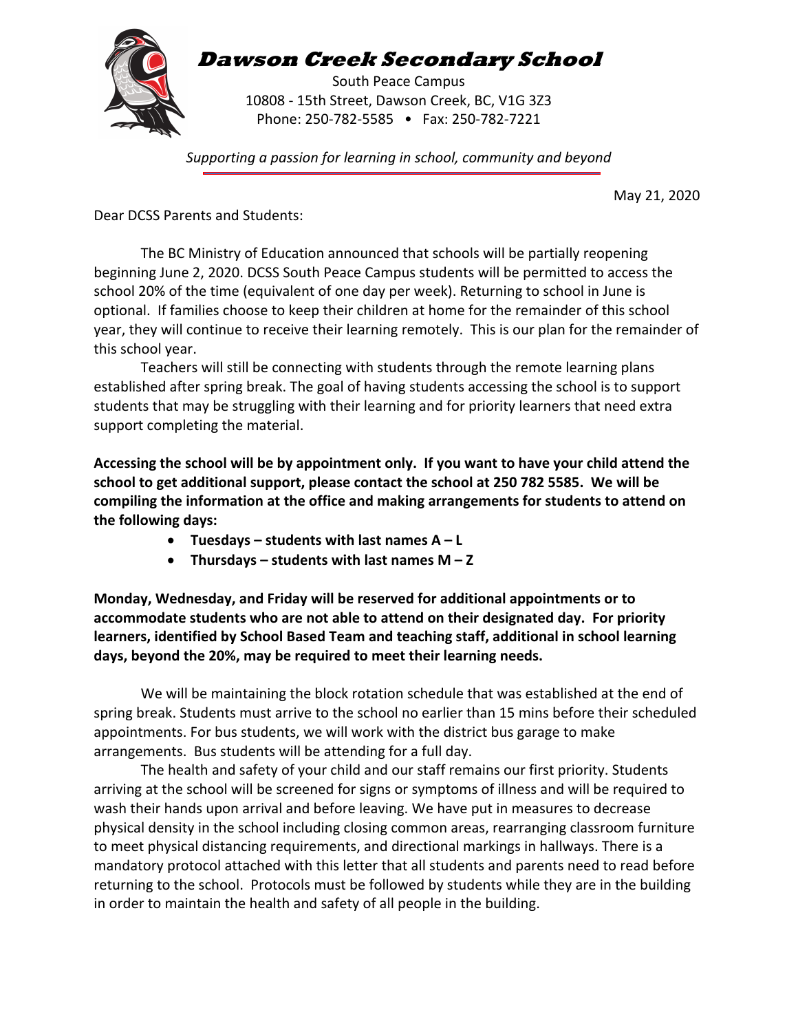# Dawson Creek Secondary School

South Peace Campus
10808 - 15th Street, Dawson Creek, BC, V1G 3Z3
Phone: 250-782-5585 • Fax: 250-782-7221

*Supporting a passion for learning in school, community and beyond*

May 21, 2020

Dear DCSS Parents and Students:

The BC Ministry of Education announced that schools will be partially reopening beginning June 2, 2020. DCSS South Peace Campus students will be permitted to access the school 20% of the time (equivalent of one day per week). Returning to school in June is optional. If families choose to keep their children at home for the remainder of this school year, they will continue to receive their learning remotely. This is our plan for the remainder of this school year.

Teachers will still be connecting with students through the remote learning plans established after spring break. The goal of having students accessing the school is to support students that may be struggling with their learning and for priority learners that need extra support completing the material.

**Accessing the school will be by appointment only. If you want to have your child attend the school to get additional support, please contact the school at 250 782 5585. We will be compiling the information at the office and making arrangements for students to attend on the following days:**

- **Tuesdays – students with last names A – L**
- **Thursdays – students with last names M – Z**

**Monday, Wednesday, and Friday will be reserved for additional appointments or to accommodate students who are not able to attend on their designated day. For priority learners, identified by School Based Team and teaching staff, additional in school learning days, beyond the 20%, may be required to meet their learning needs.**

We will be maintaining the block rotation schedule that was established at the end of spring break. Students must arrive to the school no earlier than 15 mins before their scheduled appointments. For bus students, we will work with the district bus garage to make arrangements. Bus students will be attending for a full day.

The health and safety of your child and our staff remains our first priority. Students arriving at the school will be screened for signs or symptoms of illness and will be required to wash their hands upon arrival and before leaving. We have put in measures to decrease physical density in the school including closing common areas, rearranging classroom furniture to meet physical distancing requirements, and directional markings in hallways. There is a mandatory protocol attached with this letter that all students and parents need to read before returning to the school. Protocols must be followed by students while they are in the building in order to maintain the health and safety of all people in the building.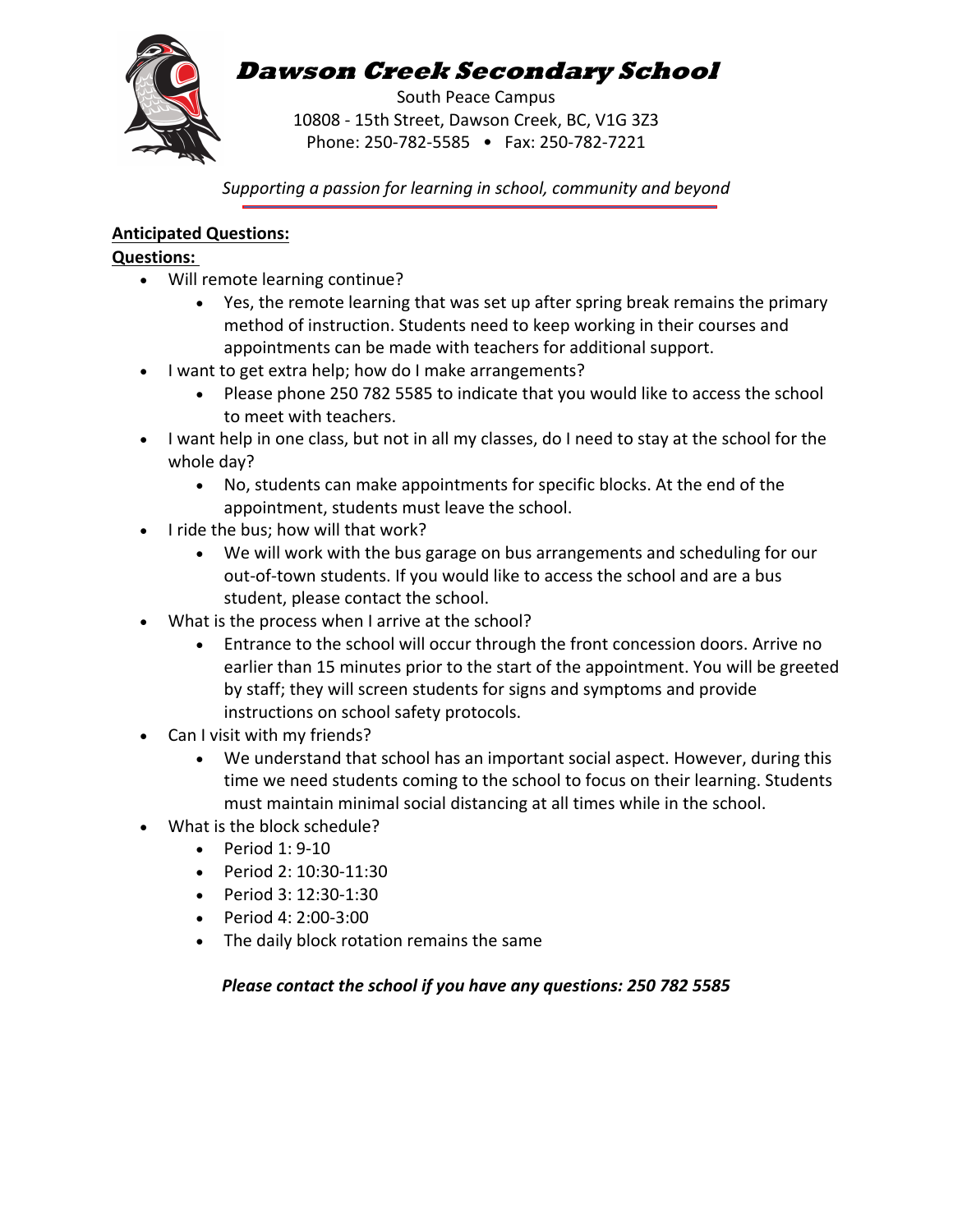# Dawson Creek Secondary School

South Peace Campus
10808 - 15th Street, Dawson Creek, BC, V1G 3Z3
Phone: 250-782-5585 • Fax: 250-782-7221

*Supporting a passion for learning in school, community and beyond*

**Anticipated Questions:**

**Questions:**

- Will remote learning continue?
  - Yes, the remote learning that was set up after spring break remains the primary method of instruction. Students need to keep working in their courses and appointments can be made with teachers for additional support.
- I want to get extra help; how do I make arrangements?
  - Please phone 250 782 5585 to indicate that you would like to access the school to meet with teachers.
- I want help in one class, but not in all my classes, do I need to stay at the school for the whole day?
  - No, students can make appointments for specific blocks. At the end of the appointment, students must leave the school.
- I ride the bus; how will that work?
  - We will work with the bus garage on bus arrangements and scheduling for our out-of-town students. If you would like to access the school and are a bus student, please contact the school.
- What is the process when I arrive at the school?
  - Entrance to the school will occur through the front concession doors. Arrive no earlier than 15 minutes prior to the start of the appointment. You will be greeted by staff; they will screen students for signs and symptoms and provide instructions on school safety protocols.
- Can I visit with my friends?
  - We understand that school has an important social aspect. However, during this time we need students coming to the school to focus on their learning. Students must maintain minimal social distancing at all times while in the school.
- What is the block schedule?
  - Period 1: 9-10
  - Period 2: 10:30-11:30
  - Period 3: 12:30-1:30
  - Period 4: 2:00-3:00
  - The daily block rotation remains the same

***Please contact the school if you have any questions: 250 782 5585***